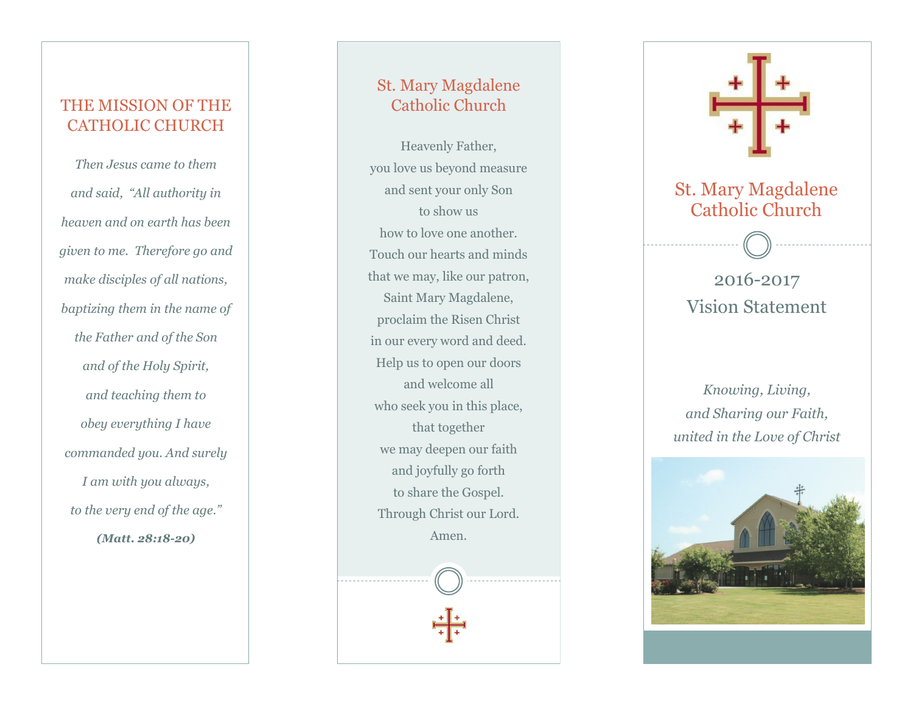## THE MISSION OF THE CATHOLIC CHURCH

*Then Jesus came to them and said, "All authority in heaven and on earth has been given to me. Therefore go and make disciples of all nations, baptizing them in the name of the Father and of the Son and of the Holy Spirit, and teaching them to obey everything I have commanded you. And surely I am with you always, to the very end of the age."*

***(Matt. 28:18-20)***

## St. Mary Magdalene Catholic Church

Heavenly Father,
you love us beyond measure
and sent your only Son
to show us
how to love one another.
Touch our hearts and minds
that we may, like our patron,
Saint Mary Magdalene,
proclaim the Risen Christ
in our every word and deed.
Help us to open our doors
and welcome all
who seek you in this place,
that together
we may deepen our faith
and joyfully go forth
to share the Gospel.
Through Christ our Lord.
Amen.

# St. Mary Magdalene Catholic Church

## 2016-2017 Vision Statement

*Knowing, Living,*
*and Sharing our Faith,*
*united in the Love of Christ*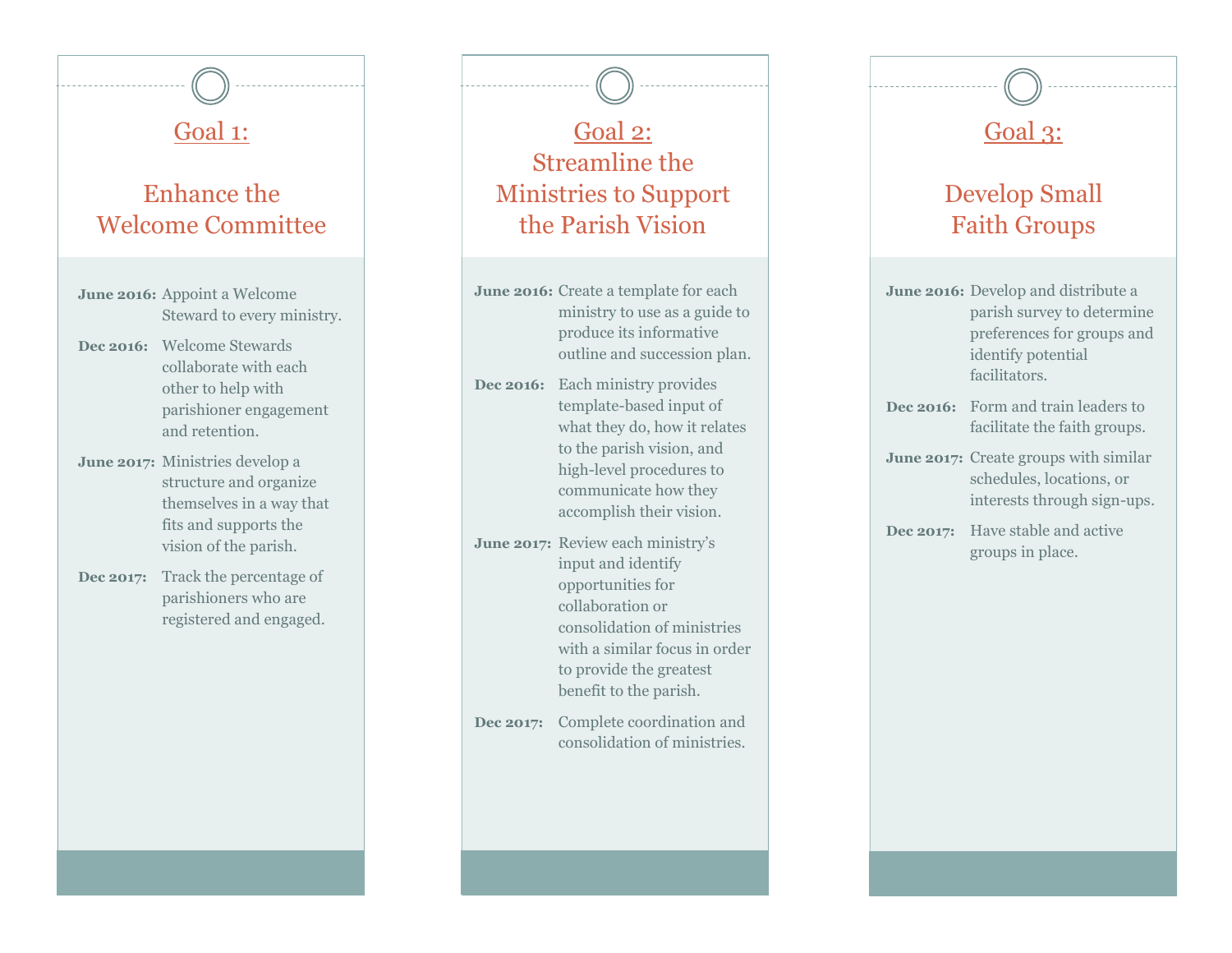## Goal 1:

## Enhance the Welcome Committee

**June 2016:** Appoint a Welcome Steward to every ministry.

**Dec 2016:** Welcome Stewards collaborate with each other to help with parishioner engagement and retention.

**June 2017:** Ministries develop a structure and organize themselves in a way that fits and supports the vision of the parish.

**Dec 2017:** Track the percentage of parishioners who are registered and engaged.

## Goal 2:

## Streamline the Ministries to Support the Parish Vision

**June 2016:** Create a template for each ministry to use as a guide to produce its informative outline and succession plan.

**Dec 2016:** Each ministry provides template-based input of what they do, how it relates to the parish vision, and high-level procedures to communicate how they accomplish their vision.

**June 2017:** Review each ministry's input and identify opportunities for collaboration or consolidation of ministries with a similar focus in order to provide the greatest benefit to the parish.

**Dec 2017:** Complete coordination and consolidation of ministries.

## Goal 3:

## Develop Small Faith Groups

**June 2016:** Develop and distribute a parish survey to determine preferences for groups and identify potential facilitators.

**Dec 2016:** Form and train leaders to facilitate the faith groups.

**June 2017:** Create groups with similar schedules, locations, or interests through sign-ups.

**Dec 2017:** Have stable and active groups in place.